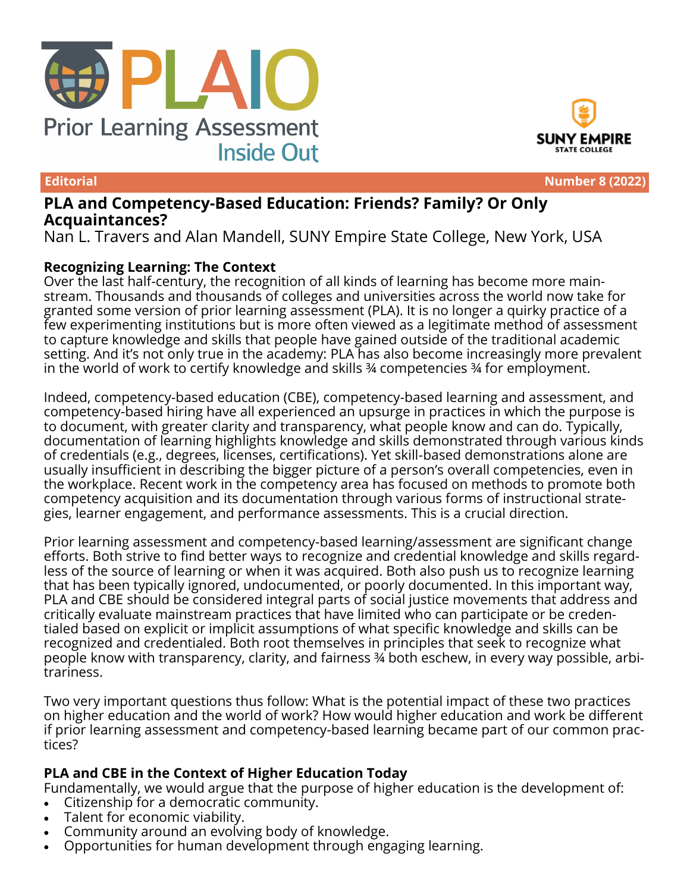# PLAIO

Prior Learning Assessment Inside Out

SUNY EMPIRE STATE COLLEGE

**Editorial** **Number 8 (2022)**

## PLA and Competency-Based Education: Friends? Family? Or Only Acquaintances?

Nan L. Travers and Alan Mandell, SUNY Empire State College, New York, USA

### Recognizing Learning: The Context

Over the last half-century, the recognition of all kinds of learning has become more mainstream. Thousands and thousands of colleges and universities across the world now take for granted some version of prior learning assessment (PLA). It is no longer a quirky practice of a few experimenting institutions but is more often viewed as a legitimate method of assessment to capture knowledge and skills that people have gained outside of the traditional academic setting. And it's not only true in the academy: PLA has also become increasingly more prevalent in the world of work to certify knowledge and skills ¾ competencies ¾ for employment.

Indeed, competency-based education (CBE), competency-based learning and assessment, and competency-based hiring have all experienced an upsurge in practices in which the purpose is to document, with greater clarity and transparency, what people know and can do. Typically, documentation of learning highlights knowledge and skills demonstrated through various kinds of credentials (e.g., degrees, licenses, certifications). Yet skill-based demonstrations alone are usually insufficient in describing the bigger picture of a person's overall competencies, even in the workplace. Recent work in the competency area has focused on methods to promote both competency acquisition and its documentation through various forms of instructional strategies, learner engagement, and performance assessments. This is a crucial direction.

Prior learning assessment and competency-based learning/assessment are significant change efforts. Both strive to find better ways to recognize and credential knowledge and skills regardless of the source of learning or when it was acquired. Both also push us to recognize learning that has been typically ignored, undocumented, or poorly documented. In this important way, PLA and CBE should be considered integral parts of social justice movements that address and critically evaluate mainstream practices that have limited who can participate or be credentialed based on explicit or implicit assumptions of what specific knowledge and skills can be recognized and credentialed. Both root themselves in principles that seek to recognize what people know with transparency, clarity, and fairness ¾ both eschew, in every way possible, arbitrariness.

Two very important questions thus follow: What is the potential impact of these two practices on higher education and the world of work? How would higher education and work be different if prior learning assessment and competency-based learning became part of our common practices?

### PLA and CBE in the Context of Higher Education Today

Fundamentally, we would argue that the purpose of higher education is the development of:

- Citizenship for a democratic community.
- Talent for economic viability.
- Community around an evolving body of knowledge.
- Opportunities for human development through engaging learning.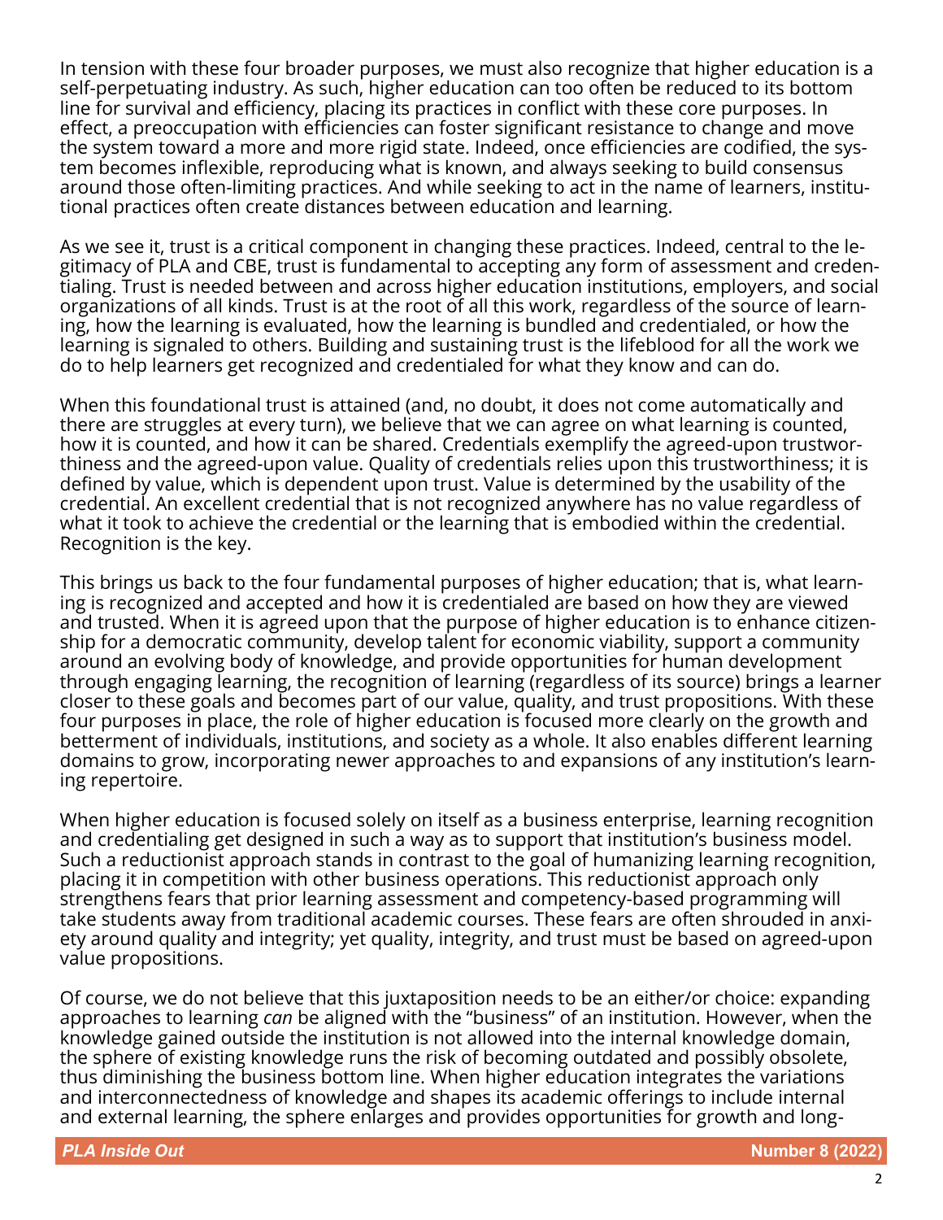In tension with these four broader purposes, we must also recognize that higher education is a self-perpetuating industry. As such, higher education can too often be reduced to its bottom line for survival and efficiency, placing its practices in conflict with these core purposes. In effect, a preoccupation with efficiencies can foster significant resistance to change and move the system toward a more and more rigid state. Indeed, once efficiencies are codified, the system becomes inflexible, reproducing what is known, and always seeking to build consensus around those often-limiting practices. And while seeking to act in the name of learners, institutional practices often create distances between education and learning.

As we see it, trust is a critical component in changing these practices. Indeed, central to the legitimacy of PLA and CBE, trust is fundamental to accepting any form of assessment and credentialing. Trust is needed between and across higher education institutions, employers, and social organizations of all kinds. Trust is at the root of all this work, regardless of the source of learning, how the learning is evaluated, how the learning is bundled and credentialed, or how the learning is signaled to others. Building and sustaining trust is the lifeblood for all the work we do to help learners get recognized and credentialed for what they know and can do.

When this foundational trust is attained (and, no doubt, it does not come automatically and there are struggles at every turn), we believe that we can agree on what learning is counted, how it is counted, and how it can be shared. Credentials exemplify the agreed-upon trustworthiness and the agreed-upon value. Quality of credentials relies upon this trustworthiness; it is defined by value, which is dependent upon trust. Value is determined by the usability of the credential. An excellent credential that is not recognized anywhere has no value regardless of what it took to achieve the credential or the learning that is embodied within the credential. Recognition is the key.

This brings us back to the four fundamental purposes of higher education; that is, what learning is recognized and accepted and how it is credentialed are based on how they are viewed and trusted. When it is agreed upon that the purpose of higher education is to enhance citizenship for a democratic community, develop talent for economic viability, support a community around an evolving body of knowledge, and provide opportunities for human development through engaging learning, the recognition of learning (regardless of its source) brings a learner closer to these goals and becomes part of our value, quality, and trust propositions. With these four purposes in place, the role of higher education is focused more clearly on the growth and betterment of individuals, institutions, and society as a whole. It also enables different learning domains to grow, incorporating newer approaches to and expansions of any institution's learning repertoire.

When higher education is focused solely on itself as a business enterprise, learning recognition and credentialing get designed in such a way as to support that institution's business model. Such a reductionist approach stands in contrast to the goal of humanizing learning recognition, placing it in competition with other business operations. This reductionist approach only strengthens fears that prior learning assessment and competency-based programming will take students away from traditional academic courses. These fears are often shrouded in anxiety around quality and integrity; yet quality, integrity, and trust must be based on agreed-upon value propositions.

Of course, we do not believe that this juxtaposition needs to be an either/or choice: expanding approaches to learning *can* be aligned with the "business" of an institution. However, when the knowledge gained outside the institution is not allowed into the internal knowledge domain, the sphere of existing knowledge runs the risk of becoming outdated and possibly obsolete, thus diminishing the business bottom line. When higher education integrates the variations and interconnectedness of knowledge and shapes its academic offerings to include internal and external learning, the sphere enlarges and provides opportunities for growth and long-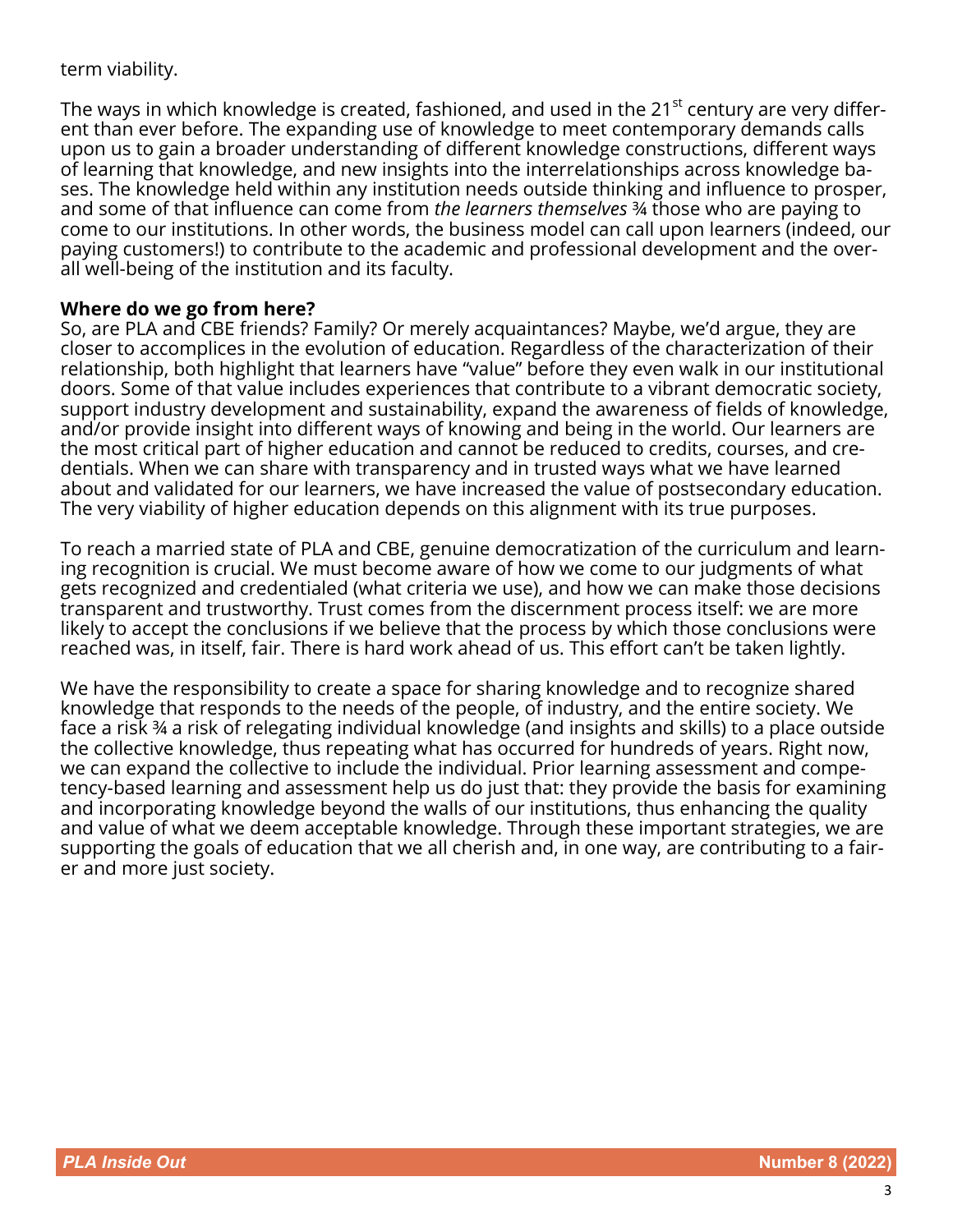term viability.

The ways in which knowledge is created, fashioned, and used in the 21st century are very different than ever before. The expanding use of knowledge to meet contemporary demands calls upon us to gain a broader understanding of different knowledge constructions, different ways of learning that knowledge, and new insights into the interrelationships across knowledge bases. The knowledge held within any institution needs outside thinking and influence to prosper, and some of that influence can come from *the learners themselves* ¾ those who are paying to come to our institutions. In other words, the business model can call upon learners (indeed, our paying customers!) to contribute to the academic and professional development and the overall well-being of the institution and its faculty.

**Where do we go from here?**

So, are PLA and CBE friends? Family? Or merely acquaintances? Maybe, we'd argue, they are closer to accomplices in the evolution of education. Regardless of the characterization of their relationship, both highlight that learners have "value" before they even walk in our institutional doors. Some of that value includes experiences that contribute to a vibrant democratic society, support industry development and sustainability, expand the awareness of fields of knowledge, and/or provide insight into different ways of knowing and being in the world. Our learners are the most critical part of higher education and cannot be reduced to credits, courses, and credentials. When we can share with transparency and in trusted ways what we have learned about and validated for our learners, we have increased the value of postsecondary education. The very viability of higher education depends on this alignment with its true purposes.

To reach a married state of PLA and CBE, genuine democratization of the curriculum and learning recognition is crucial. We must become aware of how we come to our judgments of what gets recognized and credentialed (what criteria we use), and how we can make those decisions transparent and trustworthy. Trust comes from the discernment process itself: we are more likely to accept the conclusions if we believe that the process by which those conclusions were reached was, in itself, fair. There is hard work ahead of us. This effort can't be taken lightly.

We have the responsibility to create a space for sharing knowledge and to recognize shared knowledge that responds to the needs of the people, of industry, and the entire society. We face a risk ¾ a risk of relegating individual knowledge (and insights and skills) to a place outside the collective knowledge, thus repeating what has occurred for hundreds of years. Right now, we can expand the collective to include the individual. Prior learning assessment and competency-based learning and assessment help us do just that: they provide the basis for examining and incorporating knowledge beyond the walls of our institutions, thus enhancing the quality and value of what we deem acceptable knowledge. Through these important strategies, we are supporting the goals of education that we all cherish and, in one way, are contributing to a fairer and more just society.